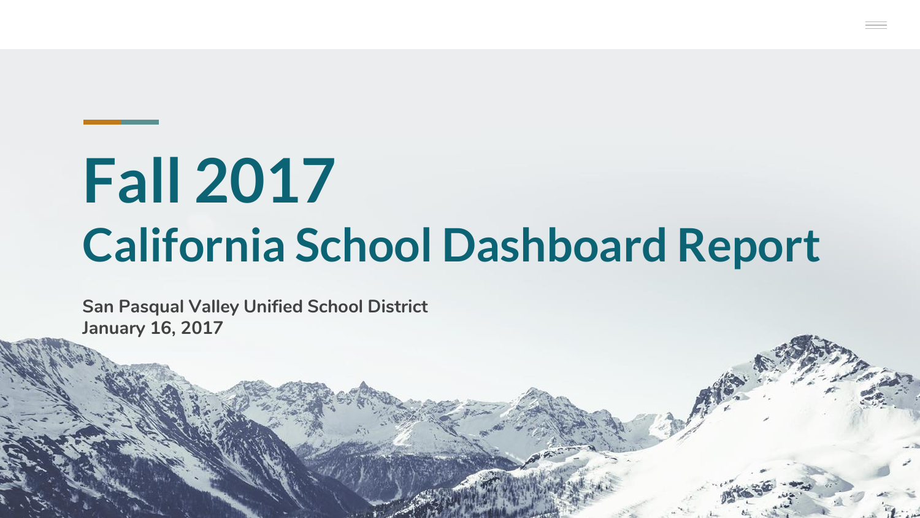# Fall 2017

# California School Dashboard Report

**San Pasqual Valley Unified School District**
**January 16, 2017**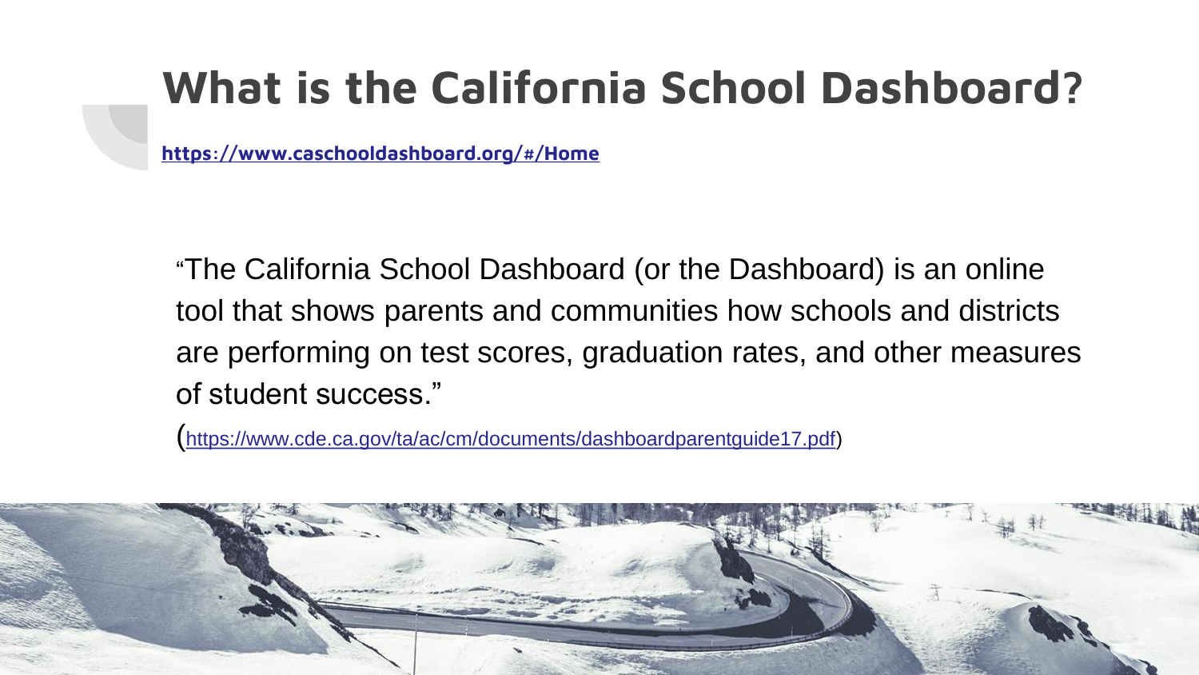# What is the California School Dashboard?

https://www.caschooldashboard.org/#/Home

"The California School Dashboard (or the Dashboard) is an online tool that shows parents and communities how schools and districts are performing on test scores, graduation rates, and other measures of student success."

(https://www.cde.ca.gov/ta/ac/cm/documents/dashboardparentguide17.pdf)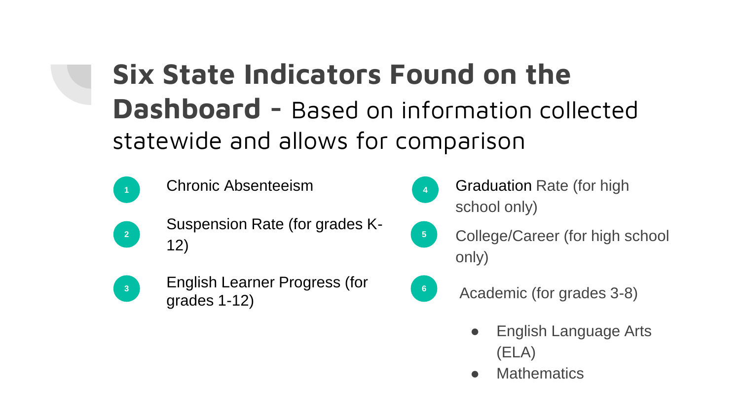# **Six State Indicators Found on the Dashboard** - Based on information collected statewide and allows for comparison

1. Chronic Absenteeism
2. Suspension Rate (for grades K-12)
3. English Learner Progress (for grades 1-12)
4. Graduation Rate (for high school only)
5. College/Career (for high school only)
6. Academic (for grades 3-8)
   - English Language Arts (ELA)
   - Mathematics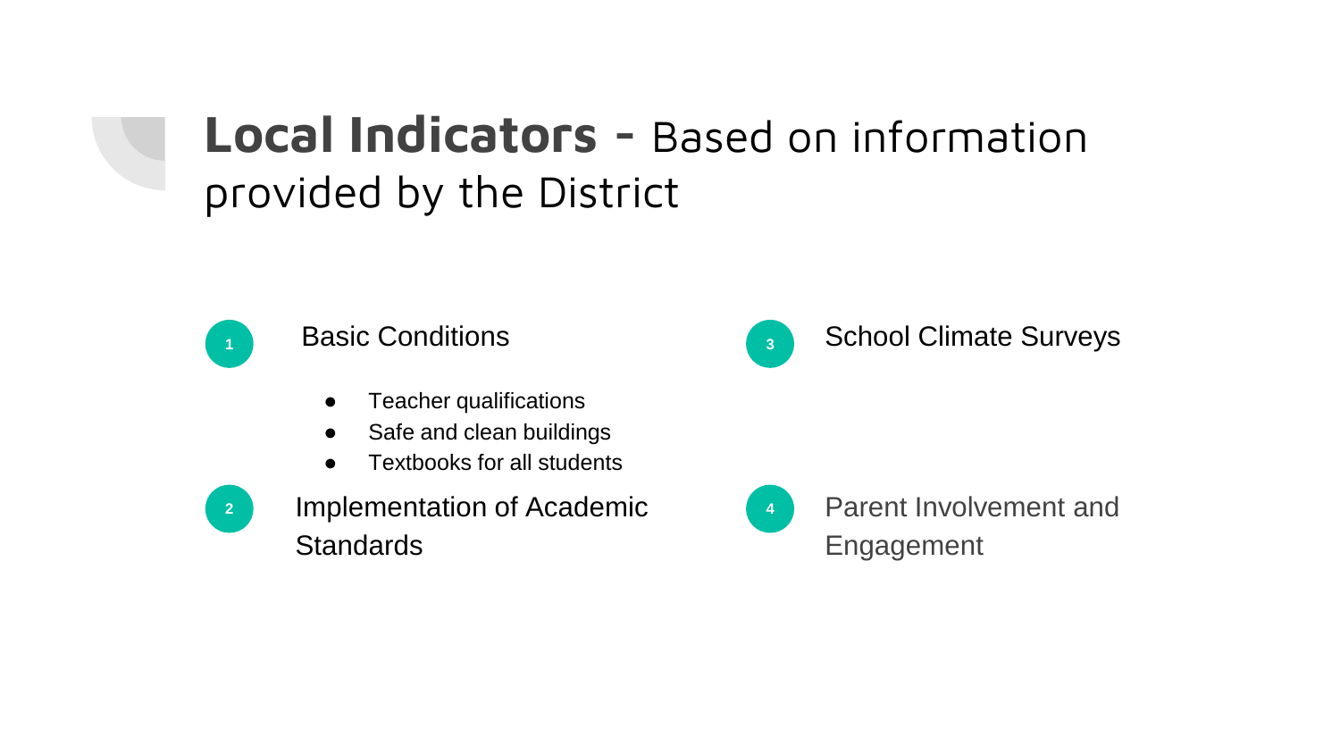# **Local Indicators** - Based on information provided by the District

1. Basic Conditions
   - Teacher qualifications
   - Safe and clean buildings
   - Textbooks for all students
2. Implementation of Academic Standards
3. School Climate Surveys
4. Parent Involvement and Engagement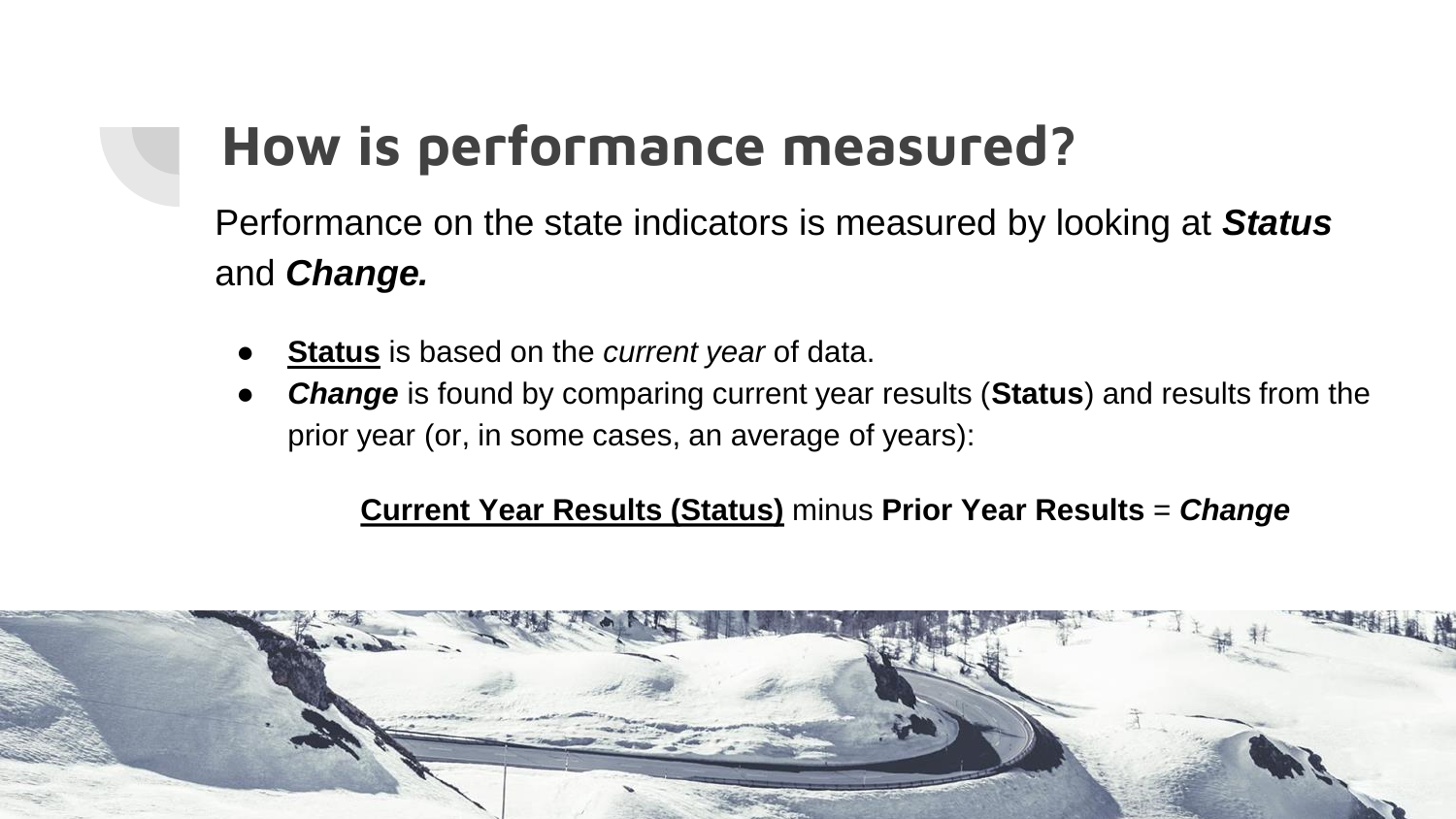# How is performance measured?

Performance on the state indicators is measured by looking at ***Status*** and ***Change.***

- **Status** is based on the *current year* of data.
- ***Change*** is found by comparing current year results (**Status**) and results from the prior year (or, in some cases, an average of years):

**Current Year Results (Status)** minus **Prior Year Results** = ***Change***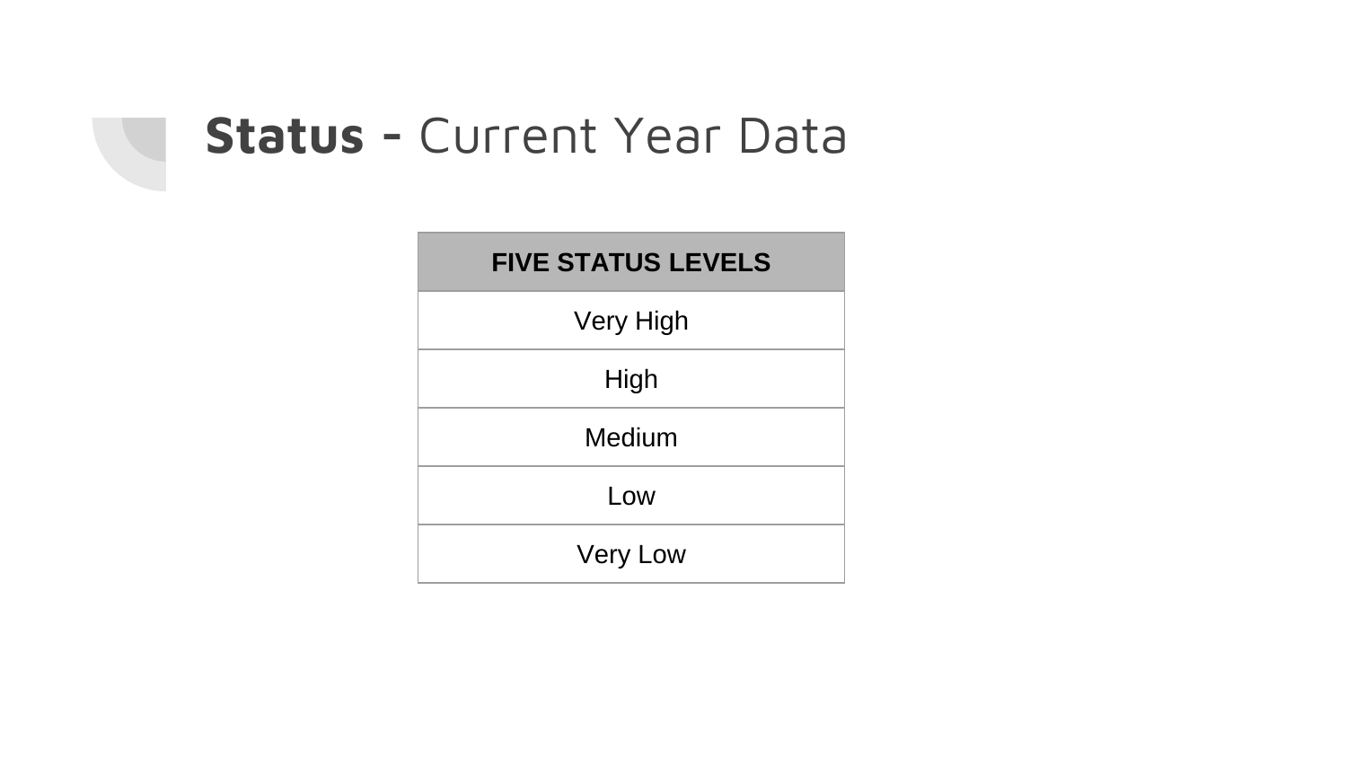# **Status -** Current Year Data

| FIVE STATUS LEVELS |
| --- |
| Very High |
| High |
| Medium |
| Low |
| Very Low |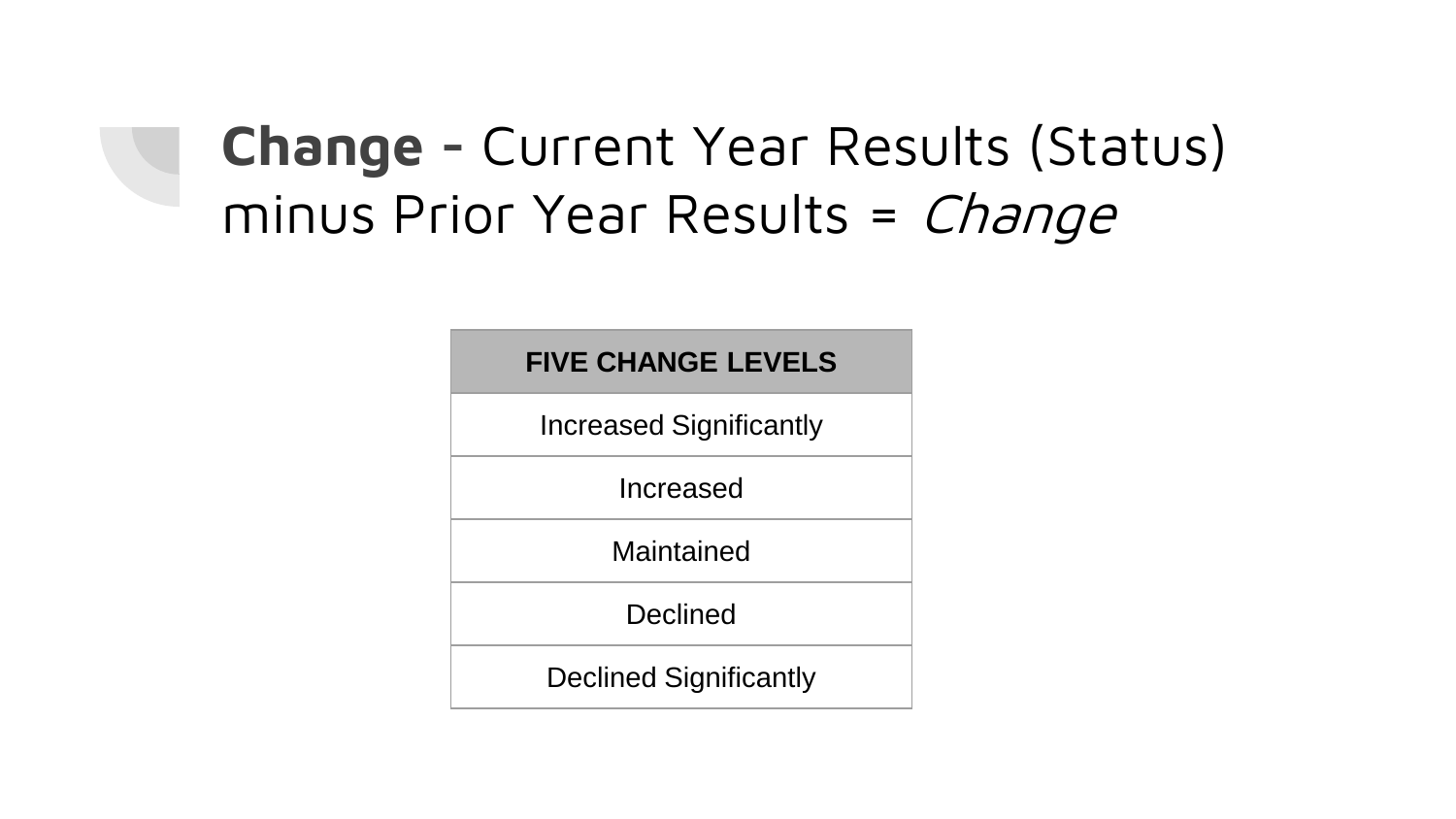# **Change** - Current Year Results (Status) minus Prior Year Results = *Change*

| FIVE CHANGE LEVELS |
| --- |
| Increased Significantly |
| Increased |
| Maintained |
| Declined |
| Declined Significantly |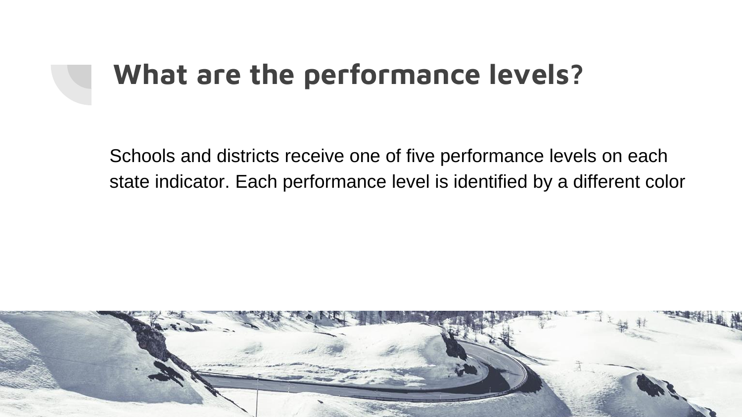# What are the performance levels?

Schools and districts receive one of five performance levels on each state indicator. Each performance level is identified by a different color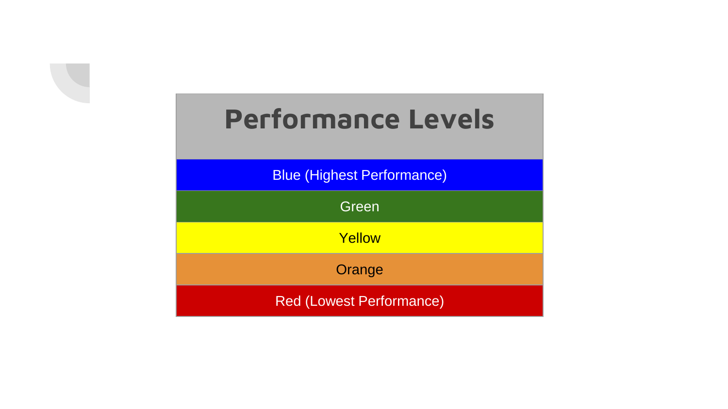| Performance Levels |
| --- |
| Blue (Highest Performance) |
| Green |
| Yellow |
| Orange |
| Red (Lowest Performance) |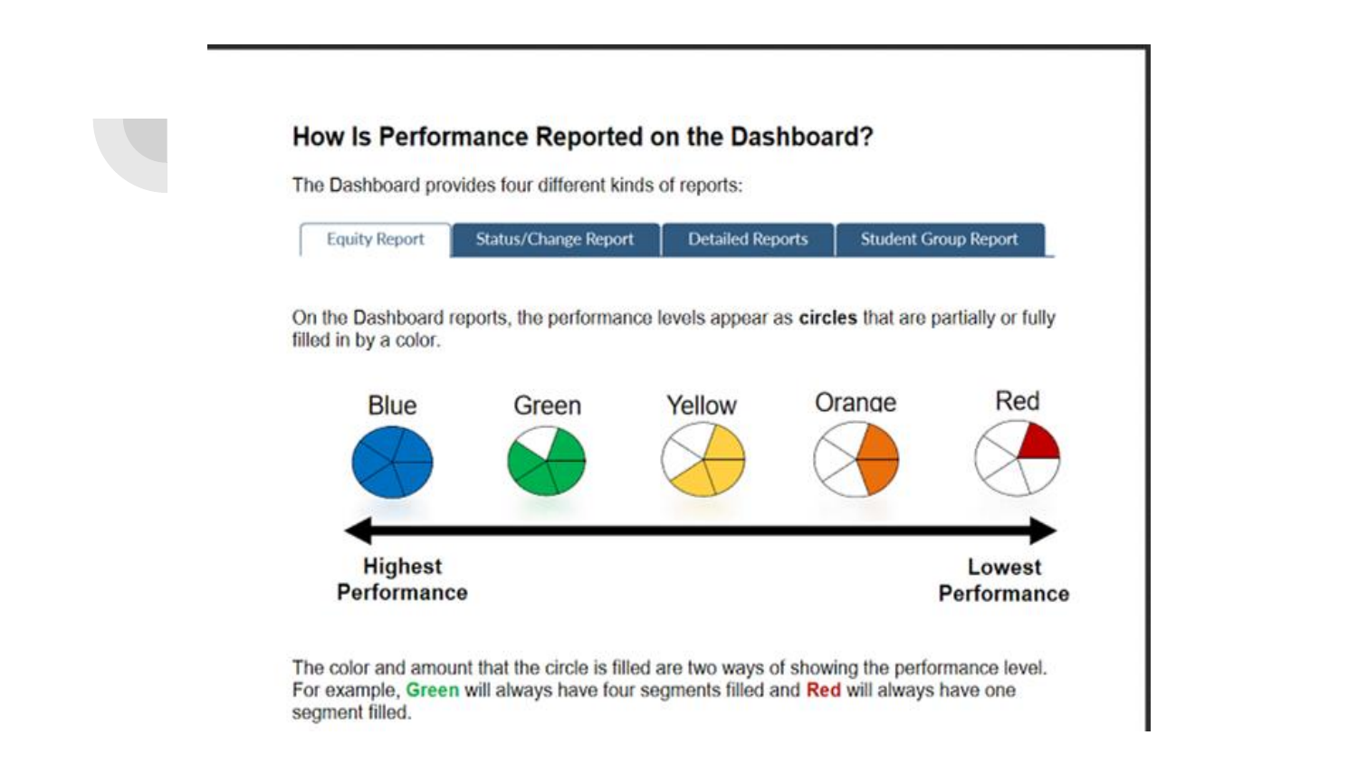## How Is Performance Reported on the Dashboard?

The Dashboard provides four different kinds of reports:

Equity Report | Status/Change Report | Detailed Reports | Student Group Report

On the Dashboard reports, the performance levels appear as **circles** that are partially or fully filled in by a color.

Blue | Green | Yellow | Orange | Red

**Highest Performance** ↔ **Lowest Performance**

The color and amount that the circle is filled are two ways of showing the performance level. For example, **Green** will always have four segments filled and **Red** will always have one segment filled.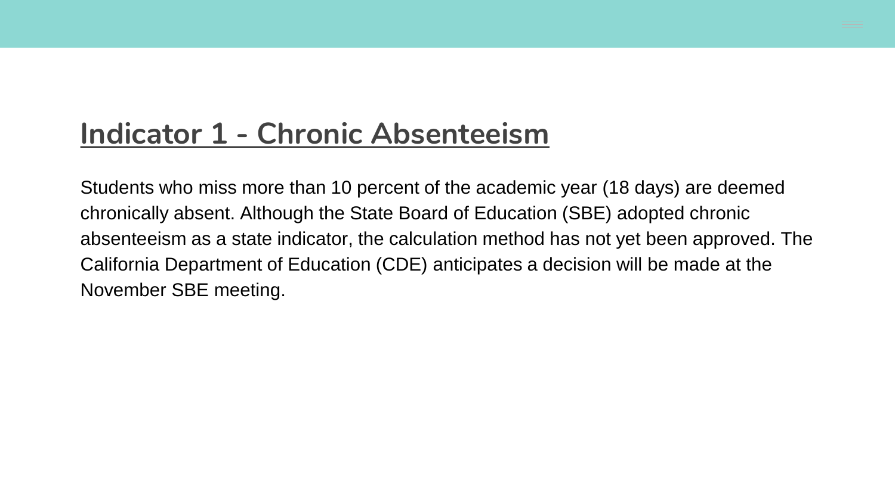## Indicator 1 - Chronic Absenteeism

Students who miss more than 10 percent of the academic year (18 days) are deemed chronically absent. Although the State Board of Education (SBE) adopted chronic absenteeism as a state indicator, the calculation method has not yet been approved. The California Department of Education (CDE) anticipates a decision will be made at the November SBE meeting.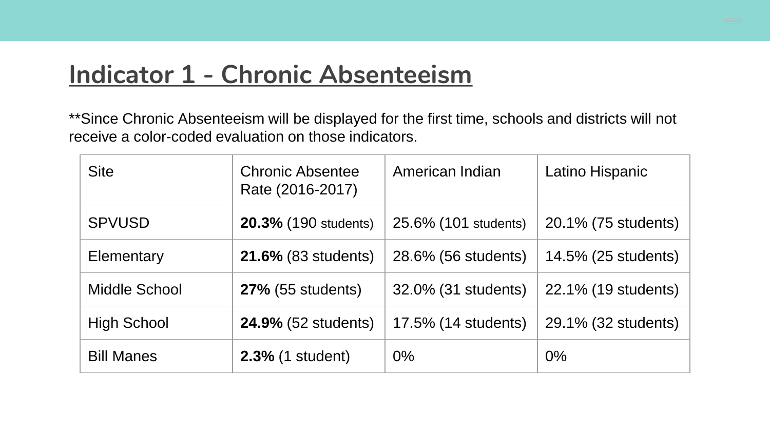# Indicator 1 - Chronic Absenteeism

**Since Chronic Absenteeism will be displayed for the first time, schools and districts will not receive a color-coded evaluation on those indicators.

| Site | Chronic Absentee Rate (2016-2017) | American Indian | Latino Hispanic |
|---|---|---|---|
| SPVUSD | **20.3%** (190 students) | 25.6% (101 students) | 20.1% (75 students) |
| Elementary | **21.6%** (83 students) | 28.6% (56 students) | 14.5% (25 students) |
| Middle School | **27%** (55 students) | 32.0% (31 students) | 22.1% (19 students) |
| High School | **24.9%** (52 students) | 17.5% (14 students) | 29.1% (32 students) |
| Bill Manes | **2.3%** (1 student) | 0% | 0% |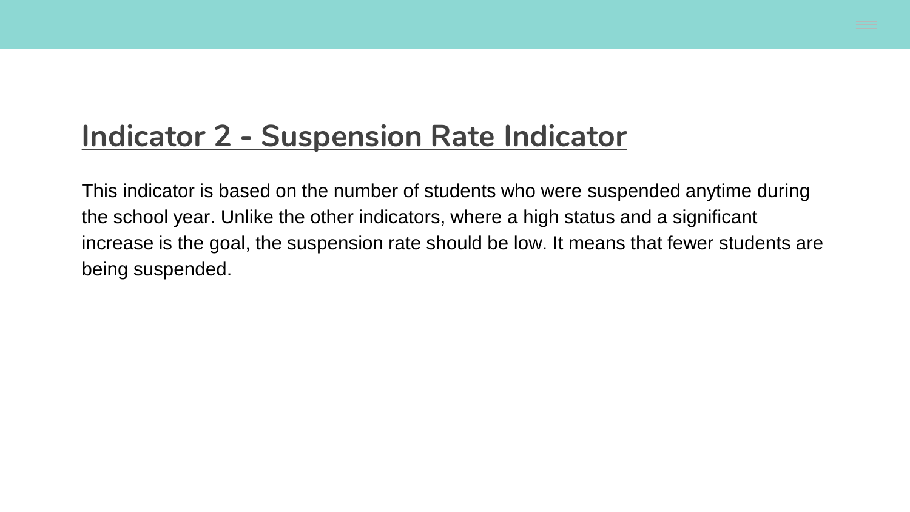## Indicator 2 - Suspension Rate Indicator

This indicator is based on the number of students who were suspended anytime during the school year. Unlike the other indicators, where a high status and a significant increase is the goal, the suspension rate should be low. It means that fewer students are being suspended.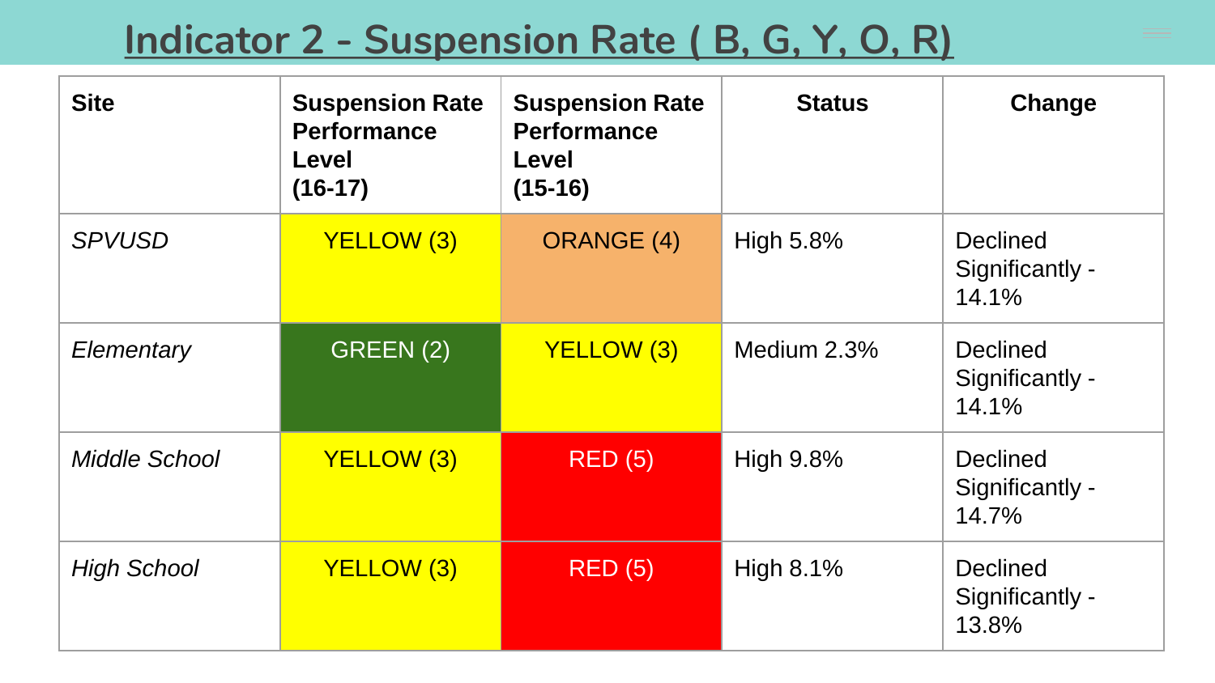# Indicator 2 - Suspension Rate ( B, G, Y, O, R)

| Site | Suspension Rate Performance Level (16-17) | Suspension Rate Performance Level (15-16) | Status | Change |
|---|---|---|---|---|
| *SPVUSD* | YELLOW (3) | ORANGE (4) | High 5.8% | Declined Significantly - 14.1% |
| *Elementary* | GREEN (2) | YELLOW (3) | Medium 2.3% | Declined Significantly - 14.1% |
| *Middle School* | YELLOW (3) | RED (5) | High 9.8% | Declined Significantly - 14.7% |
| *High School* | YELLOW (3) | RED (5) | High 8.1% | Declined Significantly - 13.8% |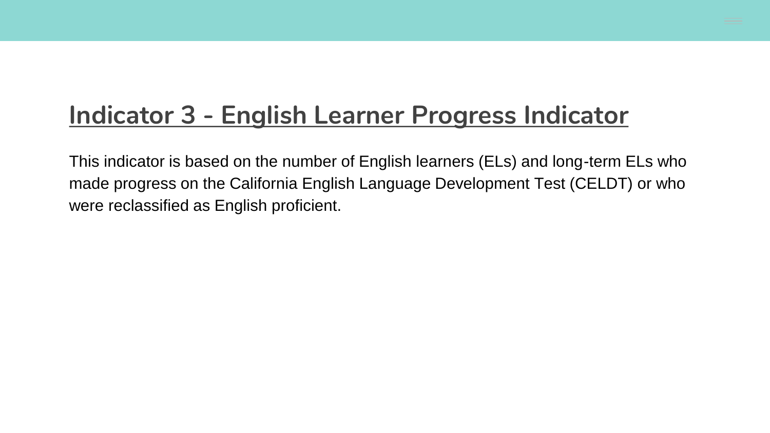## Indicator 3 - English Learner Progress Indicator

This indicator is based on the number of English learners (ELs) and long-term ELs who made progress on the California English Language Development Test (CELDT) or who were reclassified as English proficient.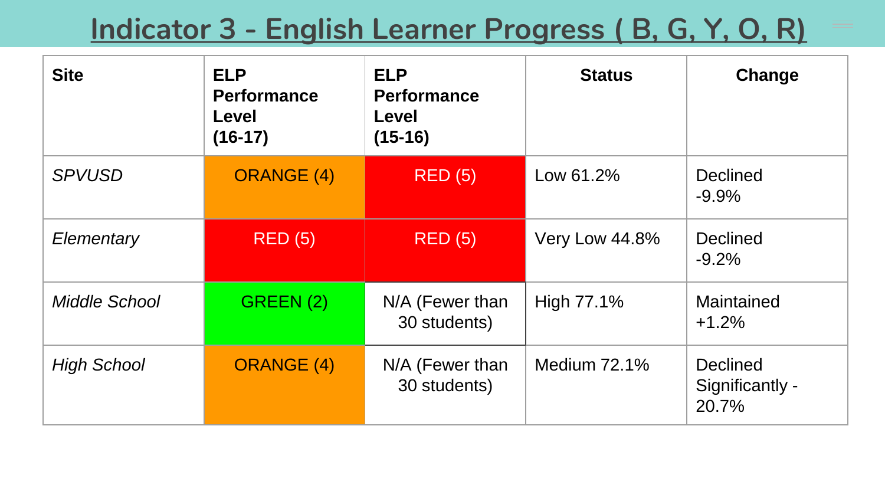# Indicator 3 - English Learner Progress ( B, G, Y, O, R)

| Site | ELP Performance Level (16-17) | ELP Performance Level (15-16) | Status | Change |
|---|---|---|---|---|
| *SPVUSD* | ORANGE (4) | RED (5) | Low 61.2% | Declined -9.9% |
| *Elementary* | RED (5) | RED (5) | Very Low 44.8% | Declined -9.2% |
| *Middle School* | GREEN (2) | N/A (Fewer than 30 students) | High 77.1% | Maintained +1.2% |
| *High School* | ORANGE (4) | N/A (Fewer than 30 students) | Medium 72.1% | Declined Significantly -20.7% |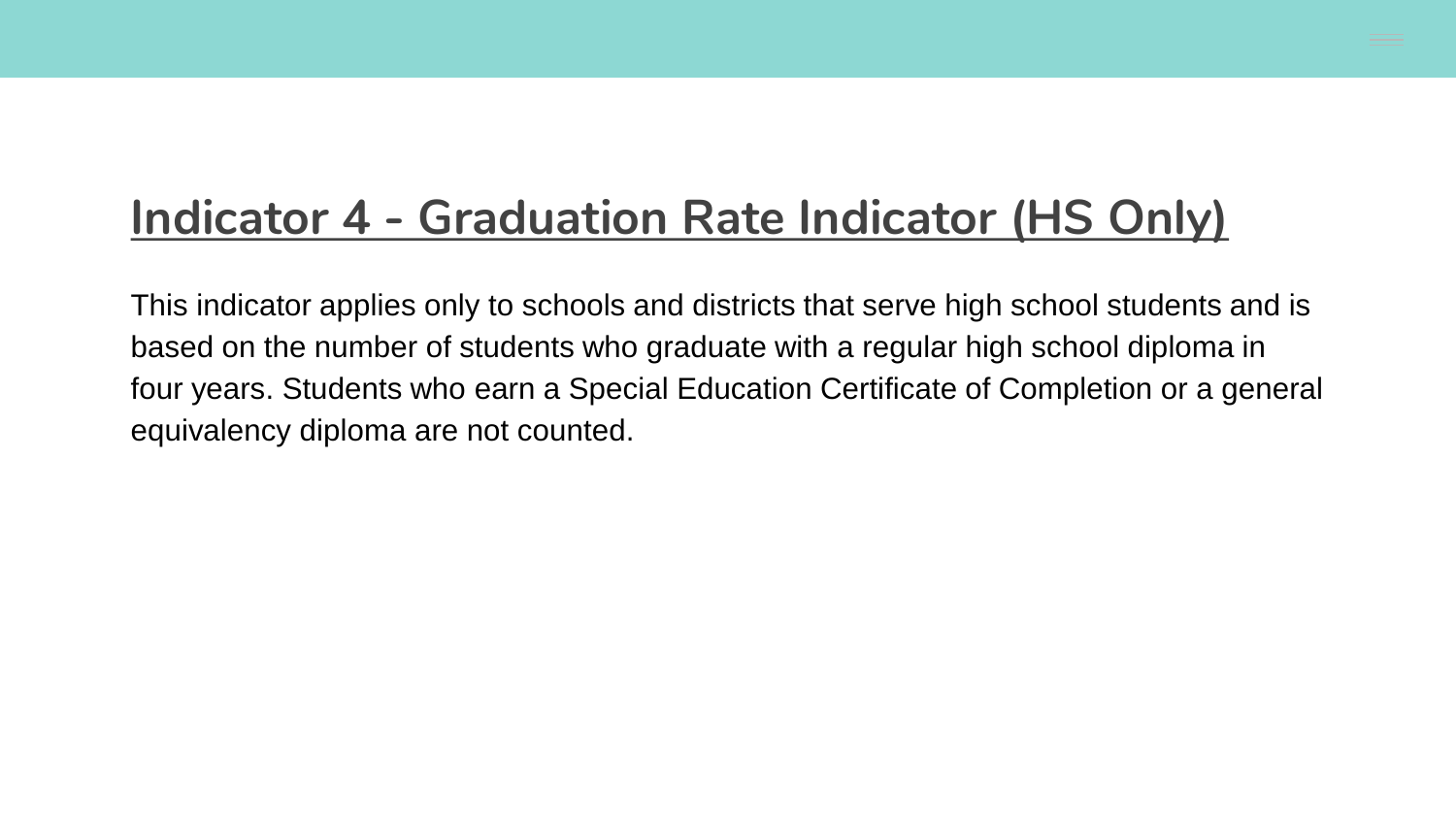## Indicator 4 - Graduation Rate Indicator (HS Only)

This indicator applies only to schools and districts that serve high school students and is based on the number of students who graduate with a regular high school diploma in four years. Students who earn a Special Education Certificate of Completion or a general equivalency diploma are not counted.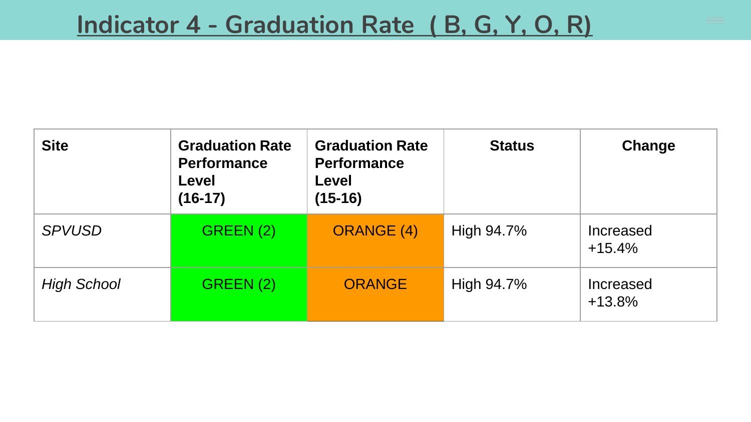# Indicator 4 - Graduation Rate ( B, G, Y, O, R)

| Site | Graduation Rate Performance Level (16-17) | Graduation Rate Performance Level (15-16) | Status | Change |
|---|---|---|---|---|
| *SPVUSD* | GREEN (2) | ORANGE (4) | High 94.7% | Increased +15.4% |
| *High School* | GREEN (2) | ORANGE | High 94.7% | Increased +13.8% |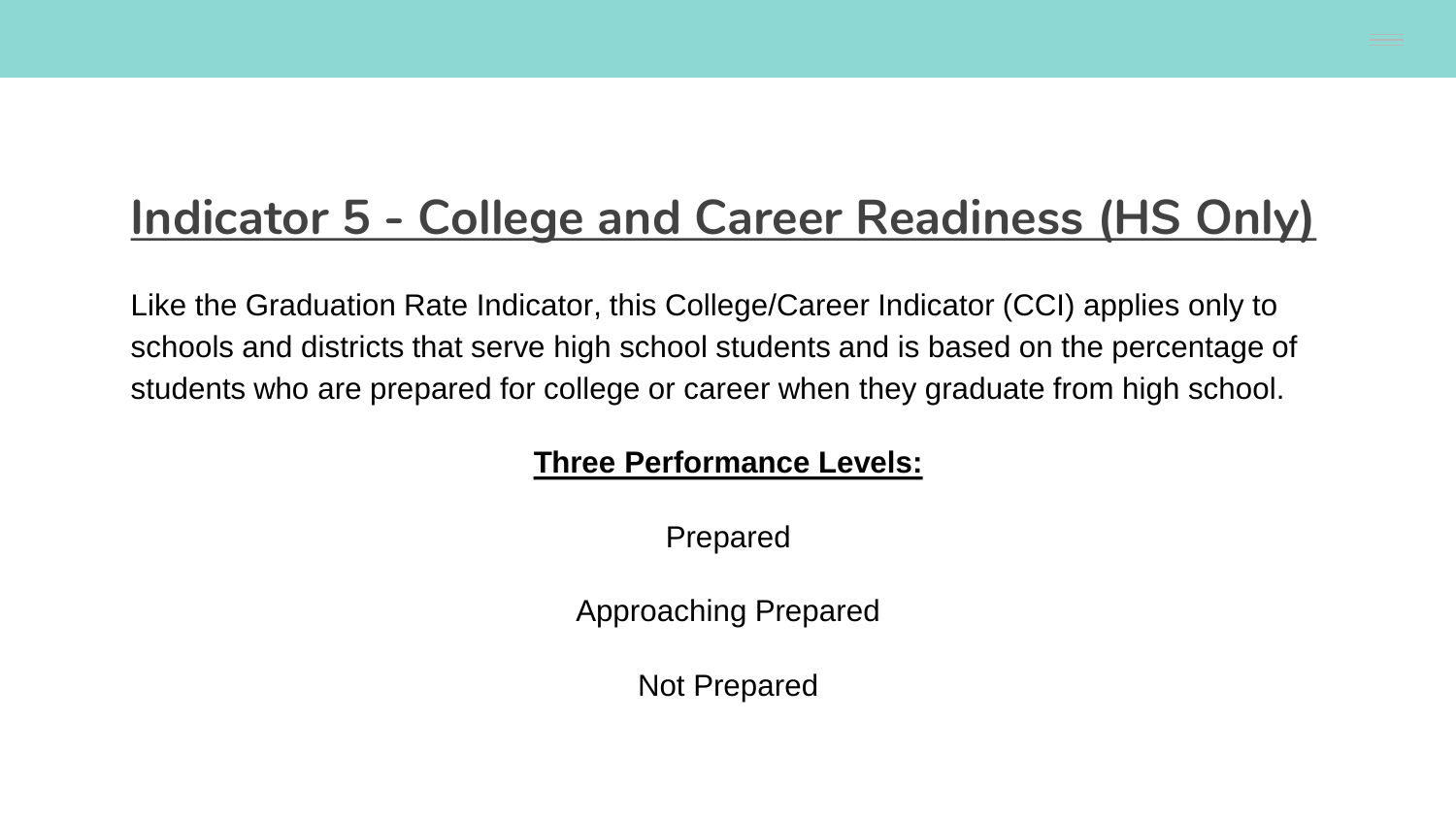# Indicator 5 - College and Career Readiness (HS Only)

Like the Graduation Rate Indicator, this College/Career Indicator (CCI) applies only to schools and districts that serve high school students and is based on the percentage of students who are prepared for college or career when they graduate from high school.

**Three Performance Levels:**

Prepared

Approaching Prepared

Not Prepared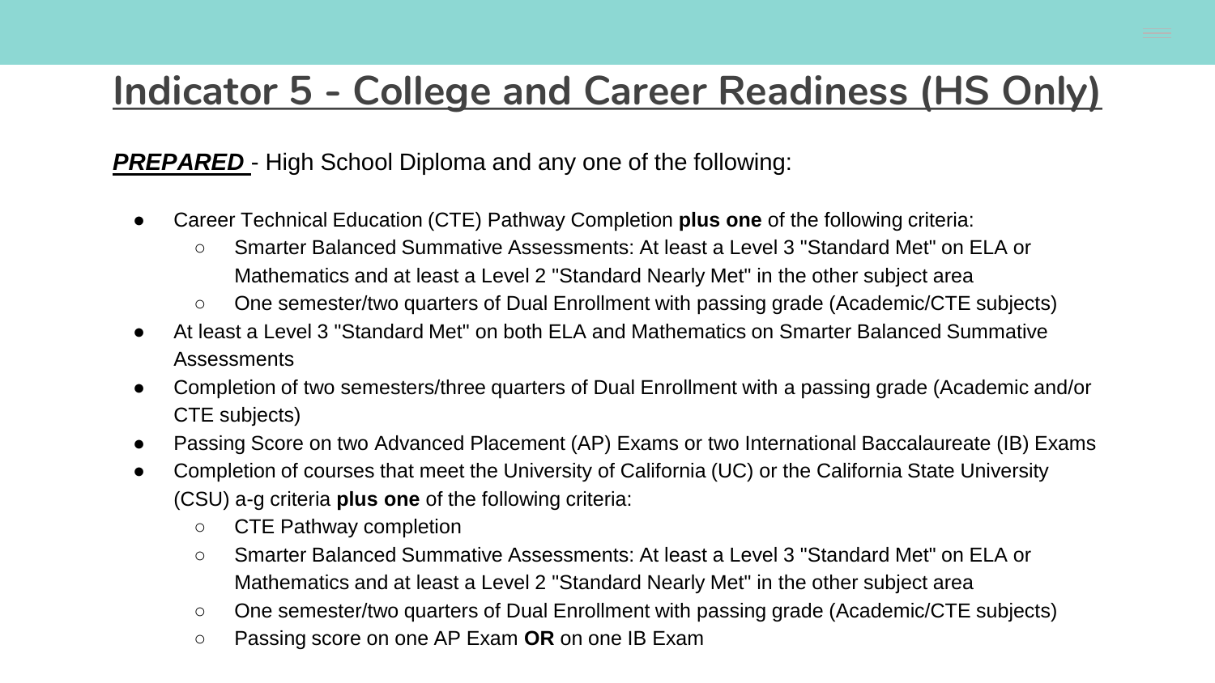# Indicator 5 - College and Career Readiness (HS Only)

***PREPARED*** - High School Diploma and any one of the following:

- Career Technical Education (CTE) Pathway Completion **plus one** of the following criteria:
  - Smarter Balanced Summative Assessments: At least a Level 3 "Standard Met" on ELA or Mathematics and at least a Level 2 "Standard Nearly Met" in the other subject area
  - One semester/two quarters of Dual Enrollment with passing grade (Academic/CTE subjects)
- At least a Level 3 "Standard Met" on both ELA and Mathematics on Smarter Balanced Summative Assessments
- Completion of two semesters/three quarters of Dual Enrollment with a passing grade (Academic and/or CTE subjects)
- Passing Score on two Advanced Placement (AP) Exams or two International Baccalaureate (IB) Exams
- Completion of courses that meet the University of California (UC) or the California State University (CSU) a-g criteria **plus one** of the following criteria:
  - CTE Pathway completion
  - Smarter Balanced Summative Assessments: At least a Level 3 "Standard Met" on ELA or Mathematics and at least a Level 2 "Standard Nearly Met" in the other subject area
  - One semester/two quarters of Dual Enrollment with passing grade (Academic/CTE subjects)
  - Passing score on one AP Exam **OR** on one IB Exam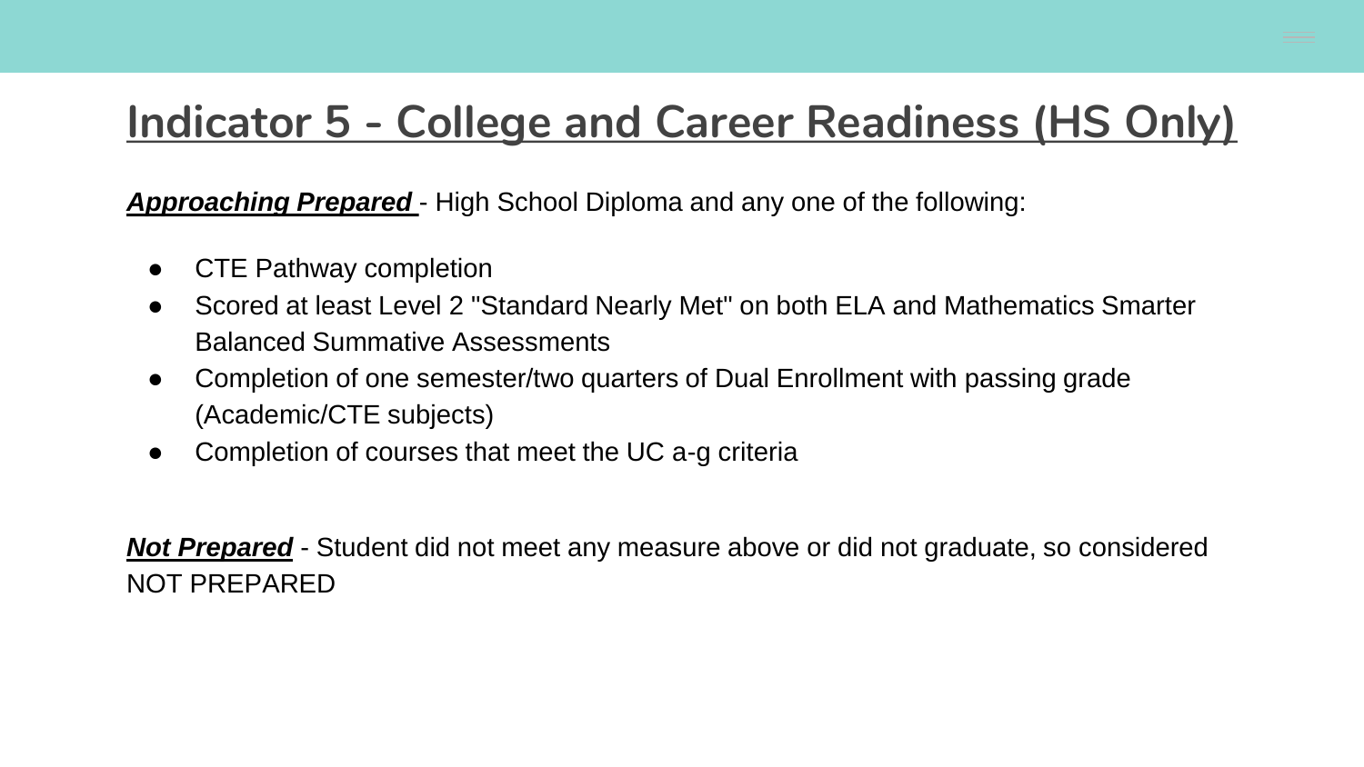# Indicator 5 - College and Career Readiness (HS Only)

***Approaching Prepared*** - High School Diploma and any one of the following:

- CTE Pathway completion
- Scored at least Level 2 "Standard Nearly Met" on both ELA and Mathematics Smarter Balanced Summative Assessments
- Completion of one semester/two quarters of Dual Enrollment with passing grade (Academic/CTE subjects)
- Completion of courses that meet the UC a-g criteria

***Not Prepared*** - Student did not meet any measure above or did not graduate, so considered NOT PREPARED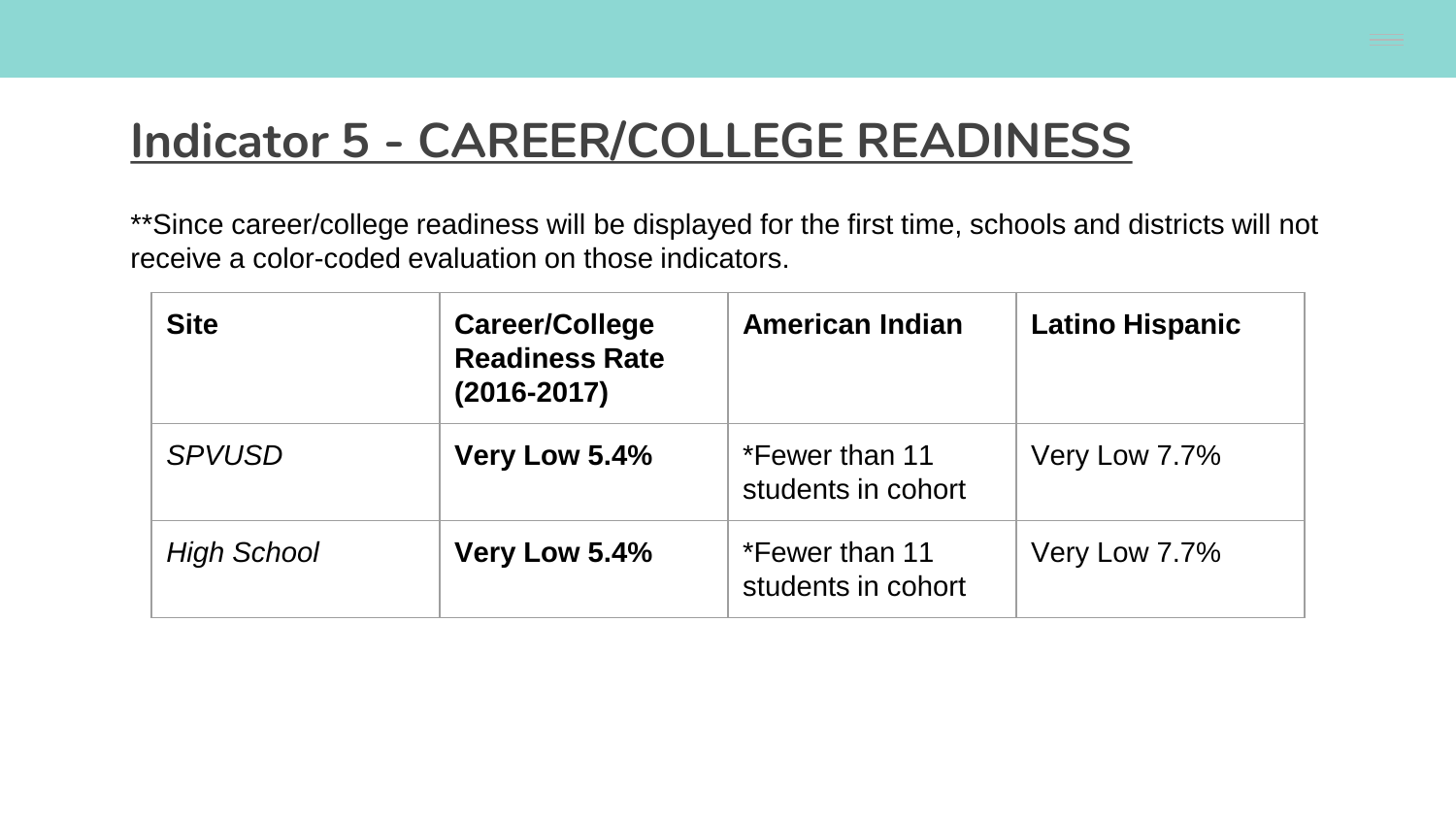# Indicator 5 - CAREER/COLLEGE READINESS

**Since career/college readiness will be displayed for the first time, schools and districts will not receive a color-coded evaluation on those indicators.

| Site | Career/College Readiness Rate (2016-2017) | American Indian | Latino Hispanic |
|---|---|---|---|
| *SPVUSD* | **Very Low 5.4%** | *Fewer than 11 students in cohort | Very Low 7.7% |
| *High School* | **Very Low 5.4%** | *Fewer than 11 students in cohort | Very Low 7.7% |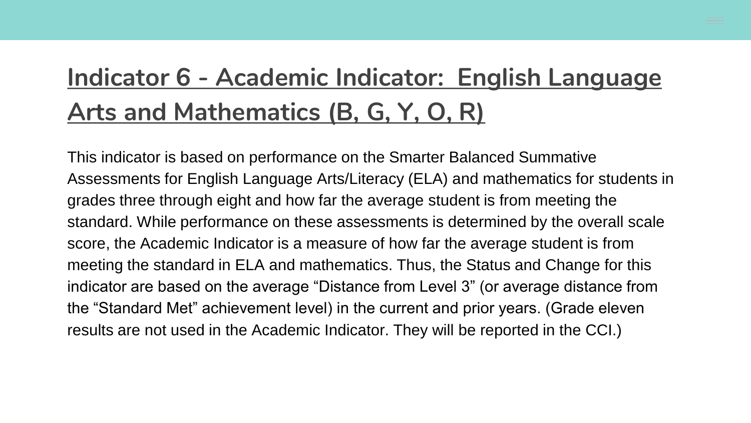## Indicator 6 - Academic Indicator: English Language Arts and Mathematics (B, G, Y, O, R)

This indicator is based on performance on the Smarter Balanced Summative Assessments for English Language Arts/Literacy (ELA) and mathematics for students in grades three through eight and how far the average student is from meeting the standard. While performance on these assessments is determined by the overall scale score, the Academic Indicator is a measure of how far the average student is from meeting the standard in ELA and mathematics. Thus, the Status and Change for this indicator are based on the average “Distance from Level 3” (or average distance from the “Standard Met” achievement level) in the current and prior years. (Grade eleven results are not used in the Academic Indicator. They will be reported in the CCI.)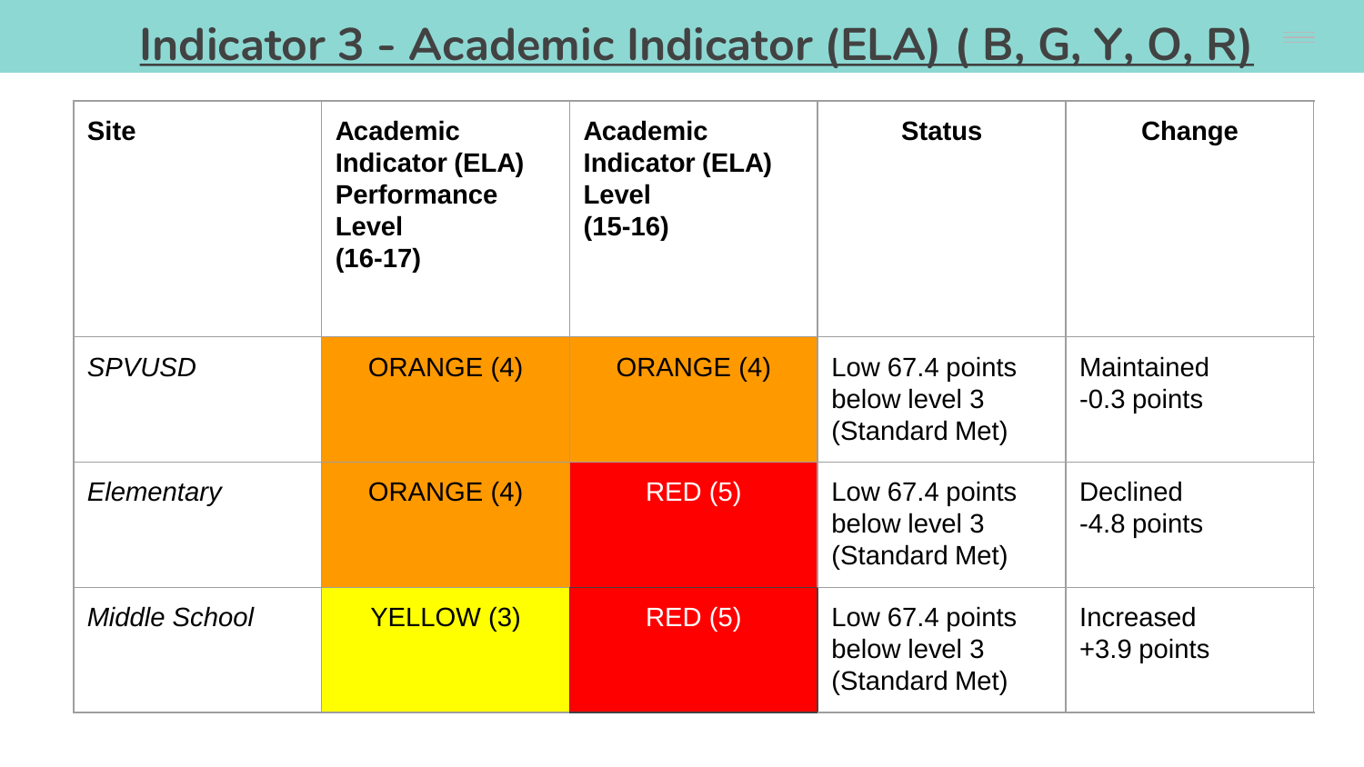# Indicator 3 - Academic Indicator (ELA) ( B, G, Y, O, R)

| Site | Academic Indicator (ELA) Performance Level (16-17) | Academic Indicator (ELA) Level (15-16) | Status | Change |
|---|---|---|---|---|
| *SPVUSD* | ORANGE (4) | ORANGE (4) | Low 67.4 points below level 3 (Standard Met) | Maintained -0.3 points |
| *Elementary* | ORANGE (4) | RED (5) | Low 67.4 points below level 3 (Standard Met) | Declined -4.8 points |
| *Middle School* | YELLOW (3) | RED (5) | Low 67.4 points below level 3 (Standard Met) | Increased +3.9 points |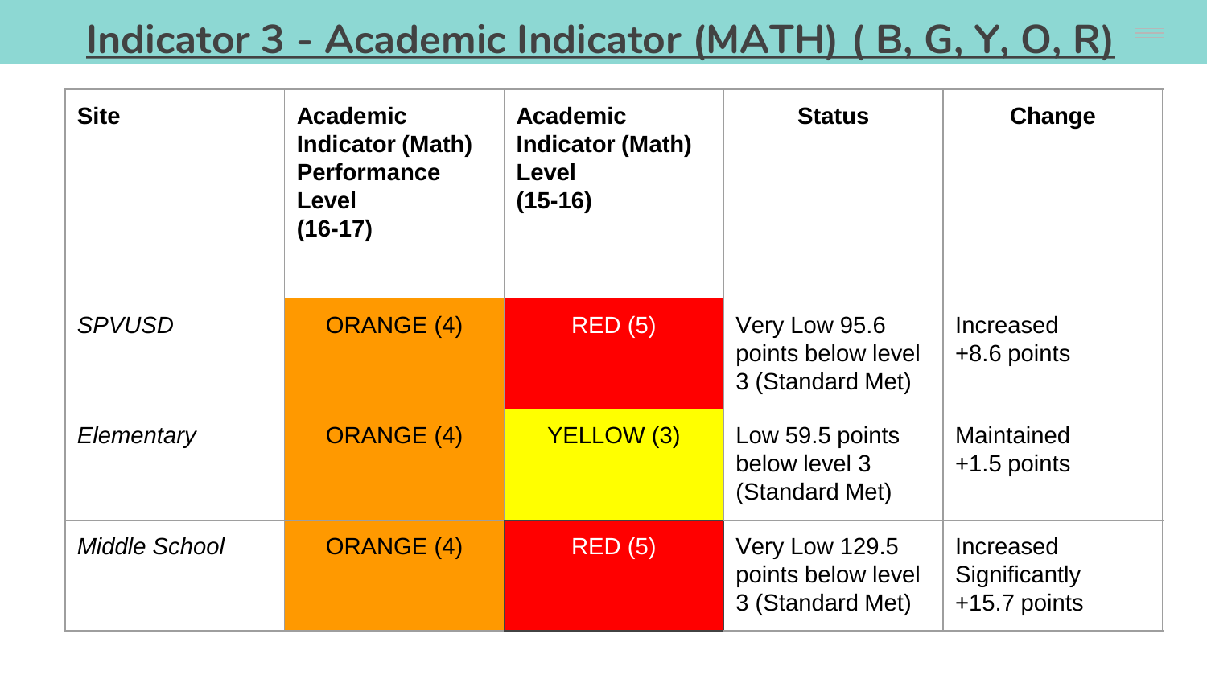# Indicator 3 - Academic Indicator (MATH) ( B, G, Y, O, R)

| Site | Academic Indicator (Math) Performance Level (16-17) | Academic Indicator (Math) Level (15-16) | Status | Change |
|---|---|---|---|---|
| *SPVUSD* | ORANGE (4) | RED (5) | Very Low 95.6 points below level 3 (Standard Met) | Increased +8.6 points |
| *Elementary* | ORANGE (4) | YELLOW (3) | Low 59.5 points below level 3 (Standard Met) | Maintained +1.5 points |
| *Middle School* | ORANGE (4) | RED (5) | Very Low 129.5 points below level 3 (Standard Met) | Increased Significantly +15.7 points |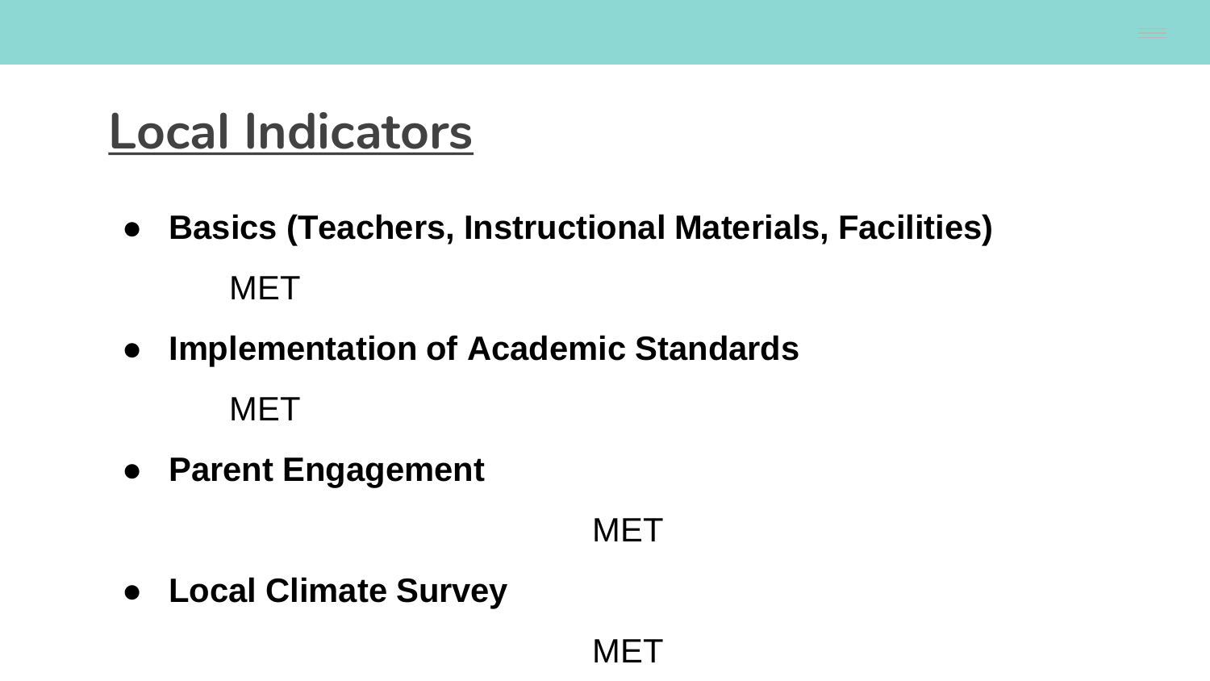# Local Indicators

- **Basics (Teachers, Instructional Materials, Facilities)**

  MET

- **Implementation of Academic Standards**

  MET

- **Parent Engagement**

  MET

- **Local Climate Survey**

  MET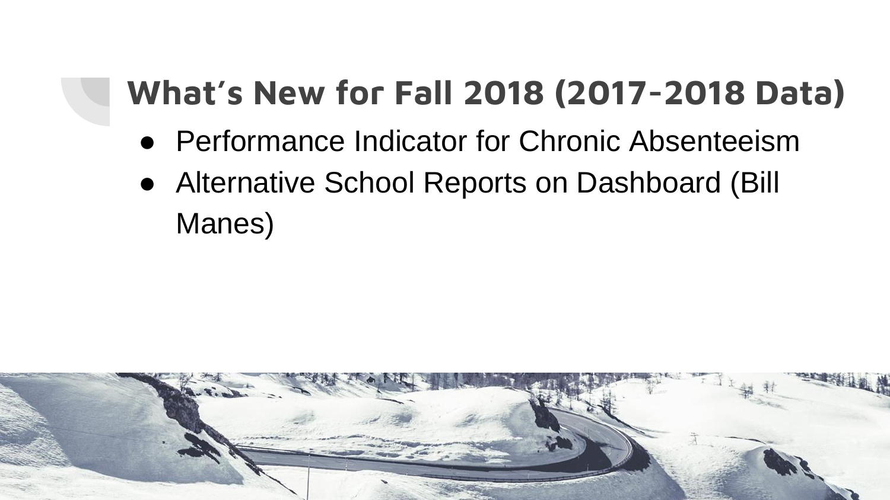# What's New for Fall 2018 (2017-2018 Data)

- Performance Indicator for Chronic Absenteeism
- Alternative School Reports on Dashboard (Bill Manes)